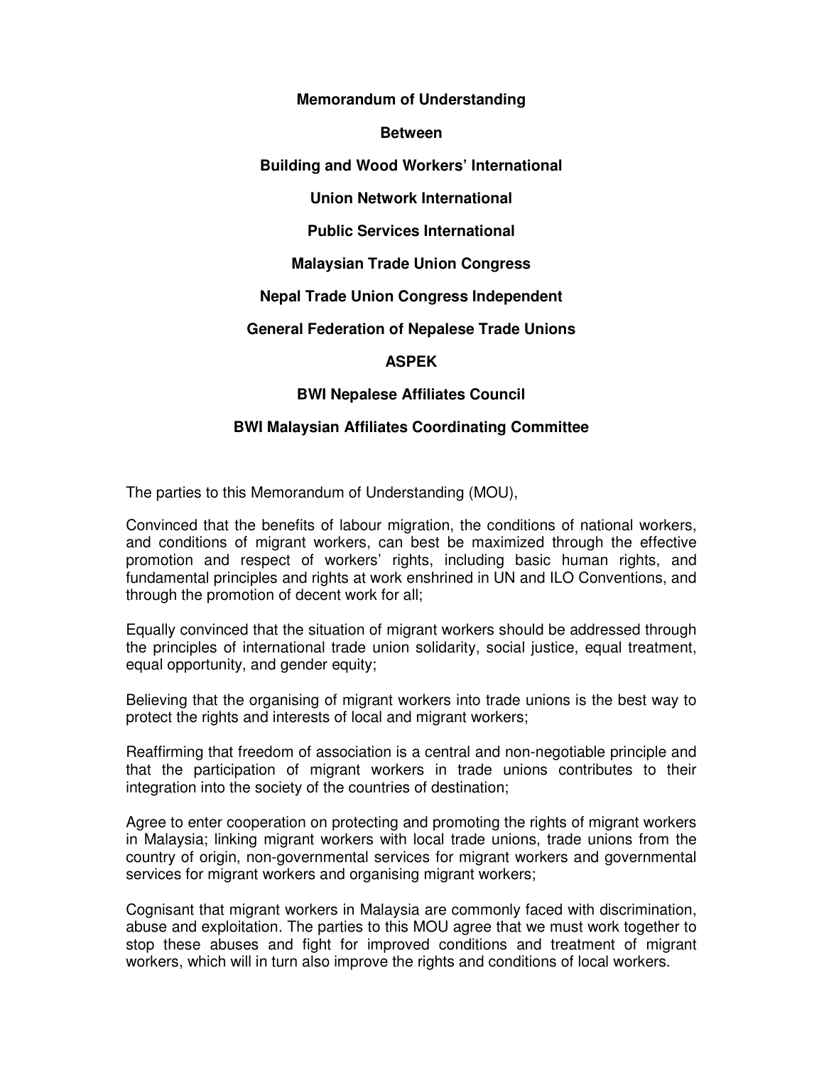**Memorandum of Understanding**

**Between**

**Building and Wood Workers' International**

**Union Network International**

**Public Services International**

**Malaysian Trade Union Congress**

**Nepal Trade Union Congress Independent**

**General Federation of Nepalese Trade Unions**

**ASPEK**

**BWI Nepalese Affiliates Council**

**BWI Malaysian Affiliates Coordinating Committee**

The parties to this Memorandum of Understanding (MOU),

Convinced that the benefits of labour migration, the conditions of national workers, and conditions of migrant workers, can best be maximized through the effective promotion and respect of workers' rights, including basic human rights, and fundamental principles and rights at work enshrined in UN and ILO Conventions, and through the promotion of decent work for all;

Equally convinced that the situation of migrant workers should be addressed through the principles of international trade union solidarity, social justice, equal treatment, equal opportunity, and gender equity;

Believing that the organising of migrant workers into trade unions is the best way to protect the rights and interests of local and migrant workers;

Reaffirming that freedom of association is a central and non-negotiable principle and that the participation of migrant workers in trade unions contributes to their integration into the society of the countries of destination;

Agree to enter cooperation on protecting and promoting the rights of migrant workers in Malaysia; linking migrant workers with local trade unions, trade unions from the country of origin, non-governmental services for migrant workers and governmental services for migrant workers and organising migrant workers;

Cognisant that migrant workers in Malaysia are commonly faced with discrimination, abuse and exploitation. The parties to this MOU agree that we must work together to stop these abuses and fight for improved conditions and treatment of migrant workers, which will in turn also improve the rights and conditions of local workers.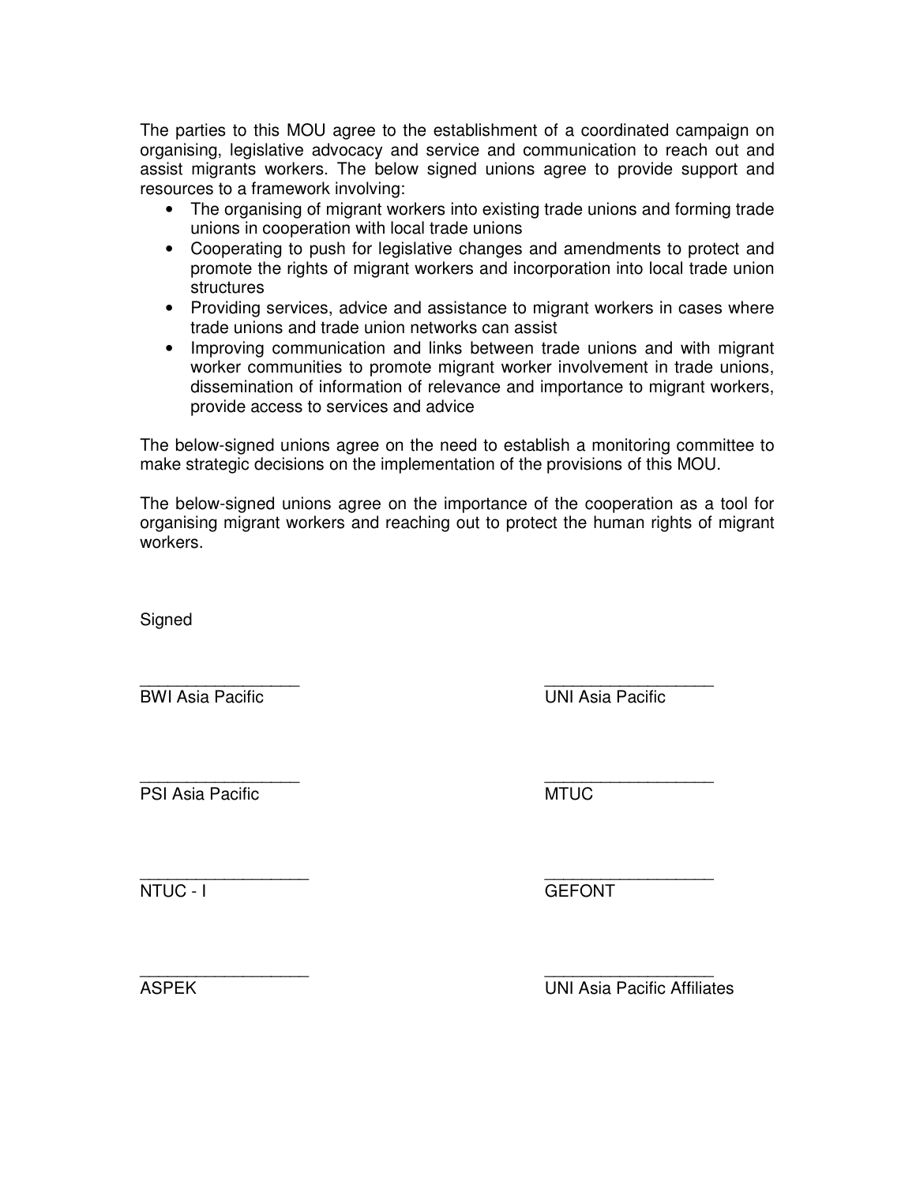The parties to this MOU agree to the establishment of a coordinated campaign on organising, legislative advocacy and service and communication to reach out and assist migrants workers. The below signed unions agree to provide support and resources to a framework involving:

- The organising of migrant workers into existing trade unions and forming trade unions in cooperation with local trade unions
- Cooperating to push for legislative changes and amendments to protect and promote the rights of migrant workers and incorporation into local trade union structures
- Providing services, advice and assistance to migrant workers in cases where trade unions and trade union networks can assist
- Improving communication and links between trade unions and with migrant worker communities to promote migrant worker involvement in trade unions, dissemination of information of relevance and importance to migrant workers, provide access to services and advice

The below-signed unions agree on the need to establish a monitoring committee to make strategic decisions on the implementation of the provisions of this MOU.

The below-signed unions agree on the importance of the cooperation as a tool for organising migrant workers and reaching out to protect the human rights of migrant workers.

Signed

| | |
|---|---|
| _________________<br>BWI Asia Pacific | __________________<br>UNI Asia Pacific |
| _________________<br>PSI Asia Pacific | __________________<br>MTUC |
| __________________<br>NTUC - I | __________________<br>GEFONT |
| __________________<br>ASPEK | __________________<br>UNI Asia Pacific Affiliates |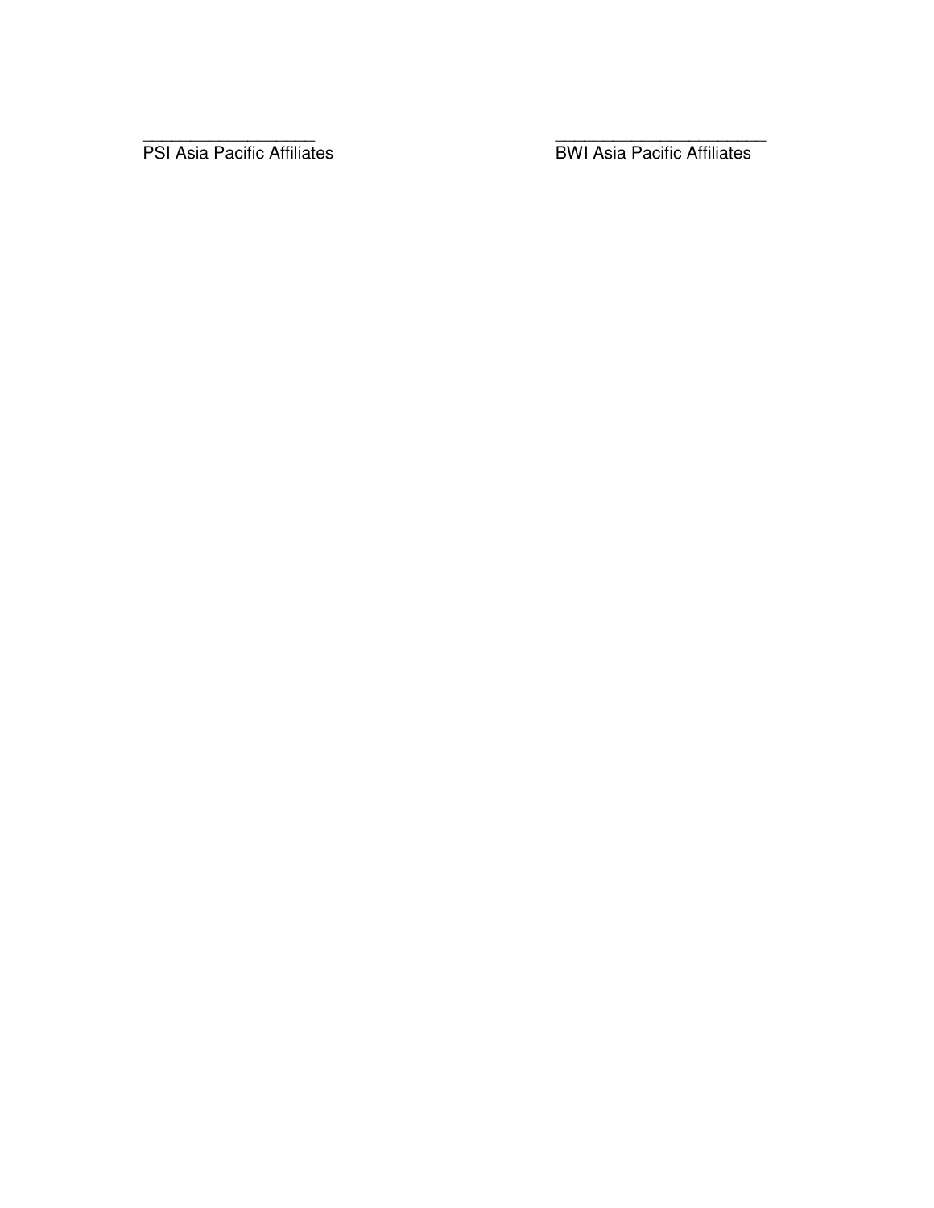\_\_\_\_\_\_\_\_\_\_\_\_\_\_\_\_\_\_\_\_
PSI Asia Pacific Affiliates

\_\_\_\_\_\_\_\_\_\_\_\_\_\_\_\_\_\_\_\_\_\_\_\_
BWI Asia Pacific Affiliates